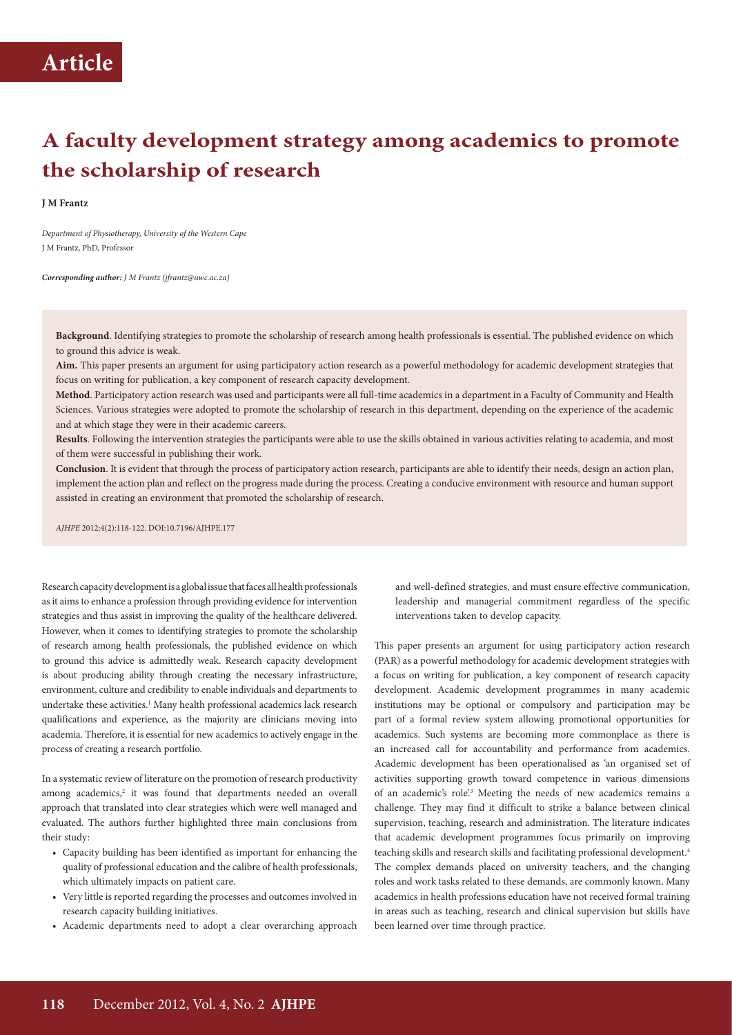# Article

# A faculty development strategy among academics to promote the scholarship of research

**J M Frantz**

*Department of Physiotherapy, University of the Western Cape*
J M Frantz, PhD, Professor

***Corresponding author:** J M Frantz (jfrantz@uwc.ac.za)*

**Background**. Identifying strategies to promote the scholarship of research among health professionals is essential. The published evidence on which to ground this advice is weak.

**Aim.** This paper presents an argument for using participatory action research as a powerful methodology for academic development strategies that focus on writing for publication, a key component of research capacity development.

**Method**. Participatory action research was used and participants were all full-time academics in a department in a Faculty of Community and Health Sciences. Various strategies were adopted to promote the scholarship of research in this department, depending on the experience of the academic and at which stage they were in their academic careers.

**Results**. Following the intervention strategies the participants were able to use the skills obtained in various activities relating to academia, and most of them were successful in publishing their work.

**Conclusion**. It is evident that through the process of participatory action research, participants are able to identify their needs, design an action plan, implement the action plan and reflect on the progress made during the process. Creating a conducive environment with resource and human support assisted in creating an environment that promoted the scholarship of research.

*AJHPE* 2012;4(2):118-122. DOI:10.7196/AJHPE.177

Research capacity development is a global issue that faces all health professionals as it aims to enhance a profession through providing evidence for intervention strategies and thus assist in improving the quality of the healthcare delivered. However, when it comes to identifying strategies to promote the scholarship of research among health professionals, the published evidence on which to ground this advice is admittedly weak. Research capacity development is about producing ability through creating the necessary infrastructure, environment, culture and credibility to enable individuals and departments to undertake these activities.[1] Many health professional academics lack research qualifications and experience, as the majority are clinicians moving into academia. Therefore, it is essential for new academics to actively engage in the process of creating a research portfolio.

In a systematic review of literature on the promotion of research productivity among academics,[2] it was found that departments needed an overall approach that translated into clear strategies which were well managed and evaluated. The authors further highlighted three main conclusions from their study:

- Capacity building has been identified as important for enhancing the quality of professional education and the calibre of health professionals, which ultimately impacts on patient care.
- Very little is reported regarding the processes and outcomes involved in research capacity building initiatives.
- Academic departments need to adopt a clear overarching approach and well-defined strategies, and must ensure effective communication, leadership and managerial commitment regardless of the specific interventions taken to develop capacity.

This paper presents an argument for using participatory action research (PAR) as a powerful methodology for academic development strategies with a focus on writing for publication, a key component of research capacity development. Academic development programmes in many academic institutions may be optional or compulsory and participation may be part of a formal review system allowing promotional opportunities for academics. Such systems are becoming more commonplace as there is an increased call for accountability and performance from academics. Academic development has been operationalised as 'an organised set of activities supporting growth toward competence in various dimensions of an academic's role'.[3] Meeting the needs of new academics remains a challenge. They may find it difficult to strike a balance between clinical supervision, teaching, research and administration. The literature indicates that academic development programmes focus primarily on improving teaching skills and research skills and facilitating professional development.[4] The complex demands placed on university teachers, and the changing roles and work tasks related to these demands, are commonly known. Many academics in health professions education have not received formal training in areas such as teaching, research and clinical supervision but skills have been learned over time through practice.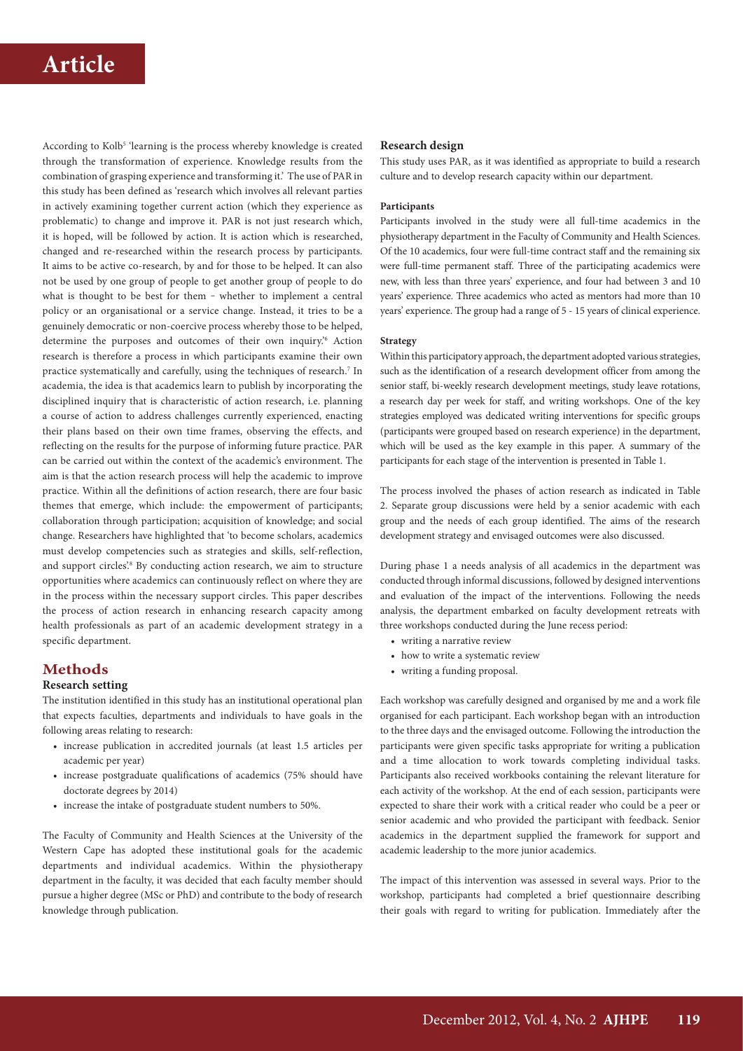According to Kolb[5] 'learning is the process whereby knowledge is created through the transformation of experience. Knowledge results from the combination of grasping experience and transforming it.' The use of PAR in this study has been defined as 'research which involves all relevant parties in actively examining together current action (which they experience as problematic) to change and improve it. PAR is not just research which, it is hoped, will be followed by action. It is action which is researched, changed and re-researched within the research process by participants. It aims to be active co-research, by and for those to be helped. It can also not be used by one group of people to get another group of people to do what is thought to be best for them – whether to implement a central policy or an organisational or a service change. Instead, it tries to be a genuinely democratic or non-coercive process whereby those to be helped, determine the purposes and outcomes of their own inquiry.'[6] Action research is therefore a process in which participants examine their own practice systematically and carefully, using the techniques of research.[7] In academia, the idea is that academics learn to publish by incorporating the disciplined inquiry that is characteristic of action research, i.e. planning a course of action to address challenges currently experienced, enacting their plans based on their own time frames, observing the effects, and reflecting on the results for the purpose of informing future practice. PAR can be carried out within the context of the academic's environment. The aim is that the action research process will help the academic to improve practice. Within all the definitions of action research, there are four basic themes that emerge, which include: the empowerment of participants; collaboration through participation; acquisition of knowledge; and social change. Researchers have highlighted that 'to become scholars, academics must develop competencies such as strategies and skills, self-reflection, and support circles'.[8] By conducting action research, we aim to structure opportunities where academics can continuously reflect on where they are in the process within the necessary support circles. This paper describes the process of action research in enhancing research capacity among health professionals as part of an academic development strategy in a specific department.

## Methods

### Research setting

The institution identified in this study has an institutional operational plan that expects faculties, departments and individuals to have goals in the following areas relating to research:

- increase publication in accredited journals (at least 1.5 articles per academic per year)
- increase postgraduate qualifications of academics (75% should have doctorate degrees by 2014)
- increase the intake of postgraduate student numbers to 50%.

The Faculty of Community and Health Sciences at the University of the Western Cape has adopted these institutional goals for the academic departments and individual academics. Within the physiotherapy department in the faculty, it was decided that each faculty member should pursue a higher degree (MSc or PhD) and contribute to the body of research knowledge through publication.

### Research design

This study uses PAR, as it was identified as appropriate to build a research culture and to develop research capacity within our department.

#### Participants

Participants involved in the study were all full-time academics in the physiotherapy department in the Faculty of Community and Health Sciences. Of the 10 academics, four were full-time contract staff and the remaining six were full-time permanent staff. Three of the participating academics were new, with less than three years' experience, and four had between 3 and 10 years' experience. Three academics who acted as mentors had more than 10 years' experience. The group had a range of 5 - 15 years of clinical experience.

#### Strategy

Within this participatory approach, the department adopted various strategies, such as the identification of a research development officer from among the senior staff, bi-weekly research development meetings, study leave rotations, a research day per week for staff, and writing workshops. One of the key strategies employed was dedicated writing interventions for specific groups (participants were grouped based on research experience) in the department, which will be used as the key example in this paper. A summary of the participants for each stage of the intervention is presented in Table 1.

The process involved the phases of action research as indicated in Table 2. Separate group discussions were held by a senior academic with each group and the needs of each group identified. The aims of the research development strategy and envisaged outcomes were also discussed.

During phase 1 a needs analysis of all academics in the department was conducted through informal discussions, followed by designed interventions and evaluation of the impact of the interventions. Following the needs analysis, the department embarked on faculty development retreats with three workshops conducted during the June recess period:

- writing a narrative review
- how to write a systematic review
- writing a funding proposal.

Each workshop was carefully designed and organised by me and a work file organised for each participant. Each workshop began with an introduction to the three days and the envisaged outcome. Following the introduction the participants were given specific tasks appropriate for writing a publication and a time allocation to work towards completing individual tasks. Participants also received workbooks containing the relevant literature for each activity of the workshop. At the end of each session, participants were expected to share their work with a critical reader who could be a peer or senior academic and who provided the participant with feedback. Senior academics in the department supplied the framework for support and academic leadership to the more junior academics.

The impact of this intervention was assessed in several ways. Prior to the workshop, participants had completed a brief questionnaire describing their goals with regard to writing for publication. Immediately after the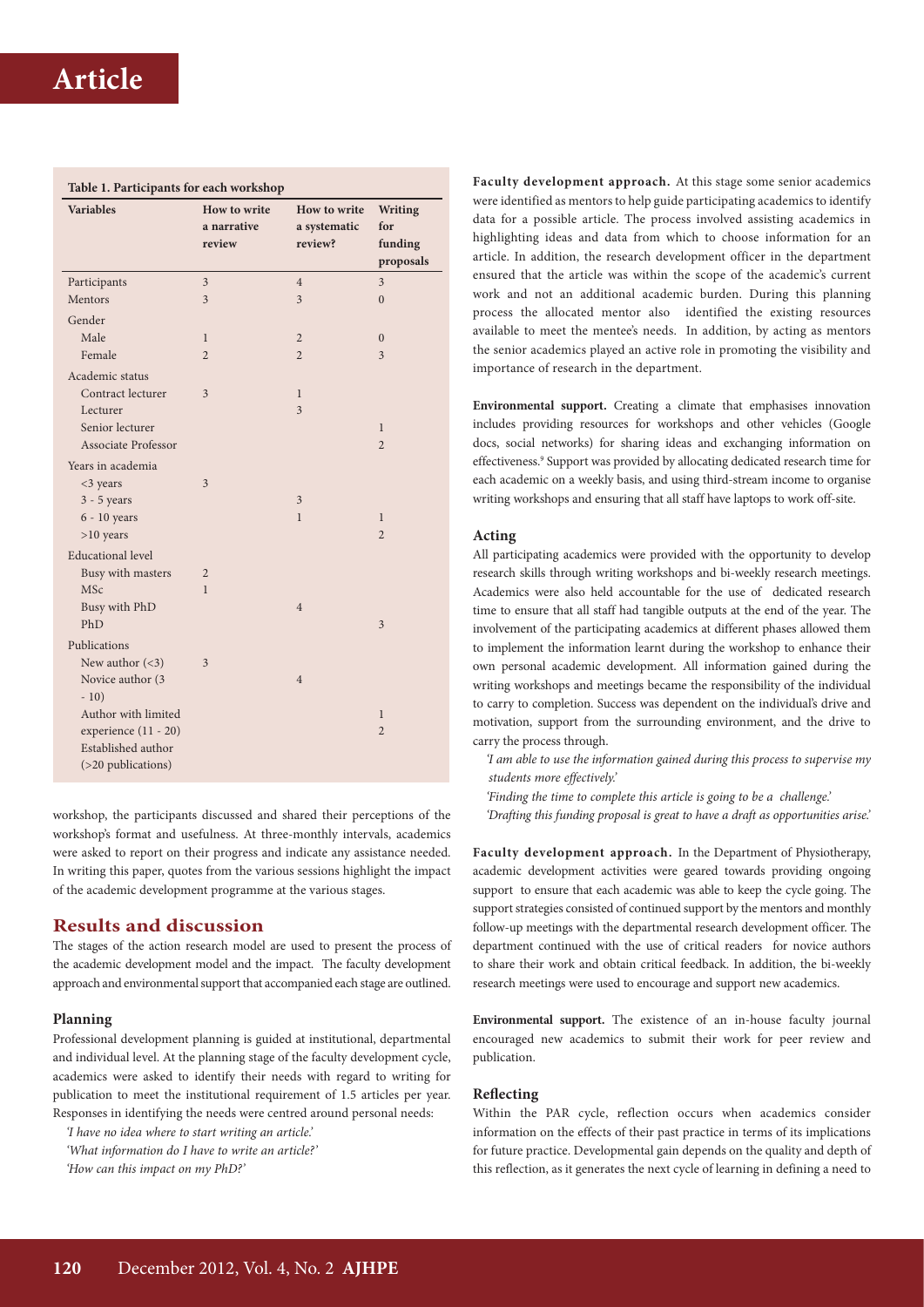**Table 1. Participants for each workshop**

| Variables | How to write a narrative review | How to write a systematic review? | Writing for funding proposals |
|---|---|---|---|
| Participants | 3 | 4 | 3 |
| Mentors | 3 | 3 | 0 |
| Gender | | | |
| Male | 1 | 2 | 0 |
| Female | 2 | 2 | 3 |
| Academic status | | | |
| Contract lecturer | 3 | 1 | |
| Lecturer | | 3 | |
| Senior lecturer | | | 1 |
| Associate Professor | | | 2 |
| Years in academia | | | |
| <3 years | 3 | | |
| 3 - 5 years | | 3 | |
| 6 - 10 years | | 1 | 1 |
| >10 years | | | 2 |
| Educational level | | | |
| Busy with masters | 2 | | |
| MSc | 1 | | |
| Busy with PhD | | 4 | |
| PhD | | | 3 |
| Publications | | | |
| New author (<3) | 3 | | |
| Novice author (3 - 10) | | 4 | |
| Author with limited experience (11 - 20) | | | 1 |
| Established author (>20 publications) | | | 2 |

workshop, the participants discussed and shared their perceptions of the workshop's format and usefulness. At three-monthly intervals, academics were asked to report on their progress and indicate any assistance needed. In writing this paper, quotes from the various sessions highlight the impact of the academic development programme at the various stages.

## Results and discussion

The stages of the action research model are used to present the process of the academic development model and the impact. The faculty development approach and environmental support that accompanied each stage are outlined.

### Planning

Professional development planning is guided at institutional, departmental and individual level. At the planning stage of the faculty development cycle, academics were asked to identify their needs with regard to writing for publication to meet the institutional requirement of 1.5 articles per year. Responses in identifying the needs were centred around personal needs:

*'I have no idea where to start writing an article.'*

*'What information do I have to write an article?'*

*'How can this impact on my PhD?'*

**Faculty development approach.** At this stage some senior academics were identified as mentors to help guide participating academics to identify data for a possible article. The process involved assisting academics in highlighting ideas and data from which to choose information for an article. In addition, the research development officer in the department ensured that the article was within the scope of the academic's current work and not an additional academic burden. During this planning process the allocated mentor also identified the existing resources available to meet the mentee's needs. In addition, by acting as mentors the senior academics played an active role in promoting the visibility and importance of research in the department.

**Environmental support.** Creating a climate that emphasises innovation includes providing resources for workshops and other vehicles (Google docs, social networks) for sharing ideas and exchanging information on effectiveness.[9] Support was provided by allocating dedicated research time for each academic on a weekly basis, and using third-stream income to organise writing workshops and ensuring that all staff have laptops to work off-site.

### Acting

All participating academics were provided with the opportunity to develop research skills through writing workshops and bi-weekly research meetings. Academics were also held accountable for the use of dedicated research time to ensure that all staff had tangible outputs at the end of the year. The involvement of the participating academics at different phases allowed them to implement the information learnt during the workshop to enhance their own personal academic development. All information gained during the writing workshops and meetings became the responsibility of the individual to carry to completion. Success was dependent on the individual's drive and motivation, support from the surrounding environment, and the drive to carry the process through.

*'I am able to use the information gained during this process to supervise my students more effectively.'*

*'Finding the time to complete this article is going to be a challenge.'*

*'Drafting this funding proposal is great to have a draft as opportunities arise.'*

**Faculty development approach.** In the Department of Physiotherapy, academic development activities were geared towards providing ongoing support to ensure that each academic was able to keep the cycle going. The support strategies consisted of continued support by the mentors and monthly follow-up meetings with the departmental research development officer. The department continued with the use of critical readers for novice authors to share their work and obtain critical feedback. In addition, the bi-weekly research meetings were used to encourage and support new academics.

**Environmental support.** The existence of an in-house faculty journal encouraged new academics to submit their work for peer review and publication.

### Reflecting

Within the PAR cycle, reflection occurs when academics consider information on the effects of their past practice in terms of its implications for future practice. Developmental gain depends on the quality and depth of this reflection, as it generates the next cycle of learning in defining a need to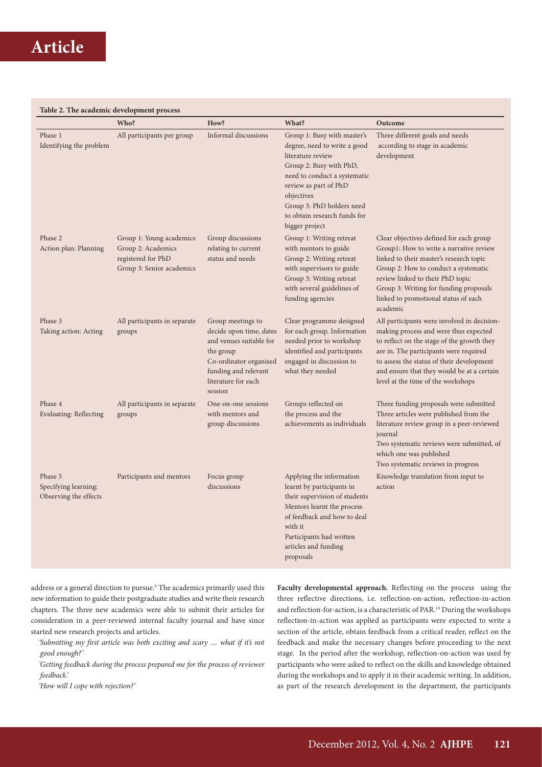**Table 2. The academic development process**

| | Who? | How? | What? | Outcome |
|---|---|---|---|---|
| Phase 1 Identifying the problem | All participants per group | Informal discussions | Group 1: Busy with master's degree, need to write a good literature review<br>Group 2: Busy with PhD, need to conduct a systematic review as part of PhD objectives<br>Group 3: PhD holders need to obtain research funds for bigger project | Three different goals and needs according to stage in academic development |
| Phase 2 Action plan: Planning | Group 1: Young academics<br>Group 2: Academics registered for PhD<br>Group 3: Senior academics | Group discussions relating to current status and needs | Group 1: Writing retreat with mentors to guide<br>Group 2: Writing retreat with supervisors to guide<br>Group 3: Writing retreat with several guidelines of funding agencies | Clear objectives defined for each group<br>Group1: How to write a narrative review linked to their master's research topic<br>Group 2: How to conduct a systematic review linked to their PhD topic<br>Group 3: Writing for funding proposals linked to promotional status of each academic |
| Phase 3 Taking action: Acting | All participants in separate groups | Group meetings to decide upon time, dates and venues suitable for the group<br>Co-ordinator organised funding and relevant literature for each session | Clear programme designed for each group. Information needed prior to workshop identified and participants engaged in discussion to what they needed | All participants were involved in decision-making process and were thus expected to reflect on the stage of the growth they are in. The participants were required to assess the status of their development and ensure that they would be at a certain level at the time of the workshops |
| Phase 4 Evaluating: Reflecting | All participants in separate groups | One-on-one sessions with mentors and group discussions | Groups reflected on the process and the achievements as individuals | Three funding proposals were submitted<br>Three articles were published from the literature review group in a peer-reviewed journal<br>Two systematic reviews were submitted, of which one was published<br>Two systematic reviews in progress |
| Phase 5 Specifying learning: Observing the effects | Participants and mentors | Focus group discussions | Applying the information learnt by participants in their supervision of students<br>Mentors learnt the process of feedback and how to deal with it<br>Participants had written articles and funding proposals | Knowledge translation from input to action |

address or a general direction to pursue.[9] The academics primarily used this new information to guide their postgraduate studies and write their research chapters. The three new academics were able to submit their articles for consideration in a peer-reviewed internal faculty journal and have since started new research projects and articles.

*'Submitting my first article was both exciting and scary … what if it's not good enough?'*

*'Getting feedback during the process prepared me for the process of reviewer feedback.'*

*'How will I cope with rejection?'*

**Faculty developmental approach.** Reflecting on the process using the three reflective directions, i.e. reflection-on-action, reflection-in-action and reflection-for-action, is a characteristic of PAR.[10] During the workshops reflection-in-action was applied as participants were expected to write a section of the article, obtain feedback from a critical reader, reflect on the feedback and make the necessary changes before proceeding to the next stage. In the period after the workshop, reflection-on-action was used by participants who were asked to reflect on the skills and knowledge obtained during the workshops and to apply it in their academic writing. In addition, as part of the research development in the department, the participants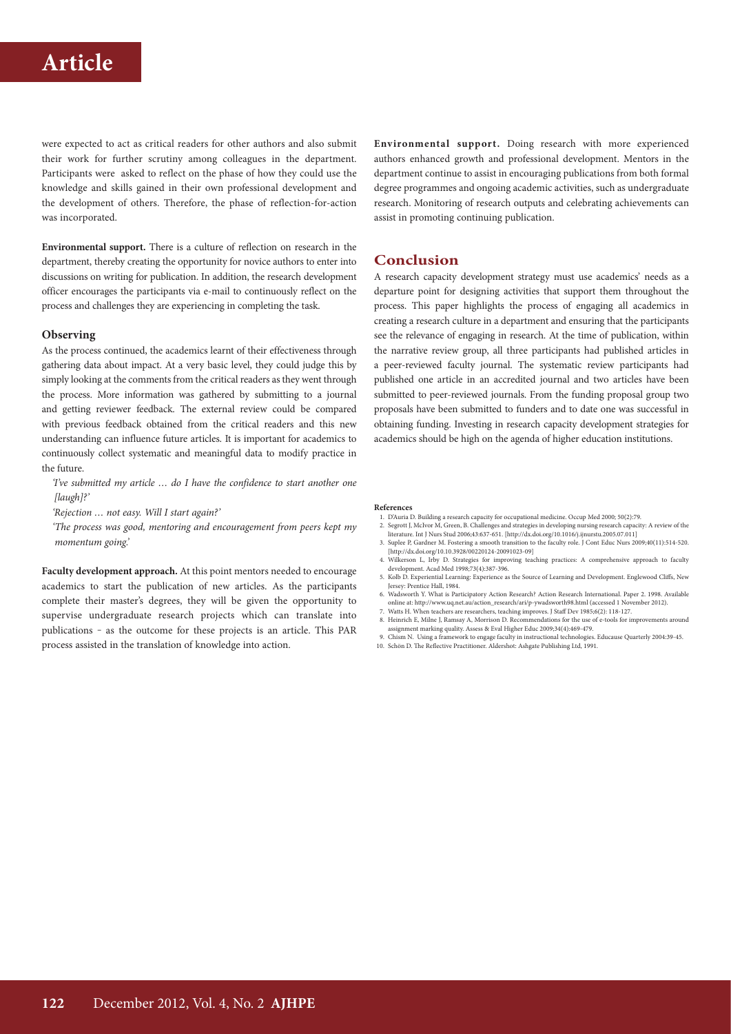were expected to act as critical readers for other authors and also submit their work for further scrutiny among colleagues in the department. Participants were asked to reflect on the phase of how they could use the knowledge and skills gained in their own professional development and the development of others. Therefore, the phase of reflection-for-action was incorporated.

**Environmental support.** There is a culture of reflection on research in the department, thereby creating the opportunity for novice authors to enter into discussions on writing for publication. In addition, the research development officer encourages the participants via e-mail to continuously reflect on the process and challenges they are experiencing in completing the task.

### Observing

As the process continued, the academics learnt of their effectiveness through gathering data about impact. At a very basic level, they could judge this by simply looking at the comments from the critical readers as they went through the process. More information was gathered by submitting to a journal and getting reviewer feedback. The external review could be compared with previous feedback obtained from the critical readers and this new understanding can influence future articles. It is important for academics to continuously collect systematic and meaningful data to modify practice in the future.

*'I've submitted my article … do I have the confidence to start another one [laugh]?'*

*'Rejection … not easy. Will I start again?'*

*'The process was good, mentoring and encouragement from peers kept my momentum going.'*

**Faculty development approach.** At this point mentors needed to encourage academics to start the publication of new articles. As the participants complete their master's degrees, they will be given the opportunity to supervise undergraduate research projects which can translate into publications – as the outcome for these projects is an article. This PAR process assisted in the translation of knowledge into action.

**Environmental support.** Doing research with more experienced authors enhanced growth and professional development. Mentors in the department continue to assist in encouraging publications from both formal degree programmes and ongoing academic activities, such as undergraduate research. Monitoring of research outputs and celebrating achievements can assist in promoting continuing publication.

## Conclusion

A research capacity development strategy must use academics' needs as a departure point for designing activities that support them throughout the process. This paper highlights the process of engaging all academics in creating a research culture in a department and ensuring that the participants see the relevance of engaging in research. At the time of publication, within the narrative review group, all three participants had published articles in a peer-reviewed faculty journal. The systematic review participants had published one article in an accredited journal and two articles have been submitted to peer-reviewed journals. From the funding proposal group two proposals have been submitted to funders and to date one was successful in obtaining funding. Investing in research capacity development strategies for academics should be high on the agenda of higher education institutions.

**References**

1. D'Auria D. Building a research capacity for occupational medicine. Occup Med 2000; 50(2):79.
2. Segrott J, McIvor M, Green, B. Challenges and strategies in developing nursing research capacity: A review of the literature. Int J Nurs Stud 2006;43:637-651. [http://dx.doi.org/10.1016/j.ijnurstu.2005.07.011]
3. Suplee P, Gardner M. Fostering a smooth transition to the faculty role. J Cont Educ Nurs 2009;40(11):514-520. [http://dx.doi.org/10.10.3928/00220124-20091023-09]
4. Wilkerson L, Irby D. Strategies for improving teaching practices: A comprehensive approach to faculty development. Acad Med 1998;73(4):387-396.
5. Kolb D. Experiential Learning: Experience as the Source of Learning and Development. Englewood Cliffs, New Jersey: Prentice Hall, 1984.
6. Wadsworth Y. What is Participatory Action Research? Action Research International. Paper 2. 1998. Available online at: http://www.uq.net.au/action_research/ari/p-ywadsworth98.html (accessed 1 November 2012).
7. Watts H. When teachers are researchers, teaching improves. J Staff Dev 1985;6(2): 118-127.
8. Heinrich E, Milne J, Ramsay A, Morrison D. Recommendations for the use of e-tools for improvements around assignment marking quality. Assess & Eval Higher Educ 2009;34(4):469-479.
9. Chism N. Using a framework to engage faculty in instructional technologies. Educause Quarterly 2004:39-45.
10. Schön D. The Reflective Practitioner. Aldershot: Ashgate Publishing Ltd, 1991.